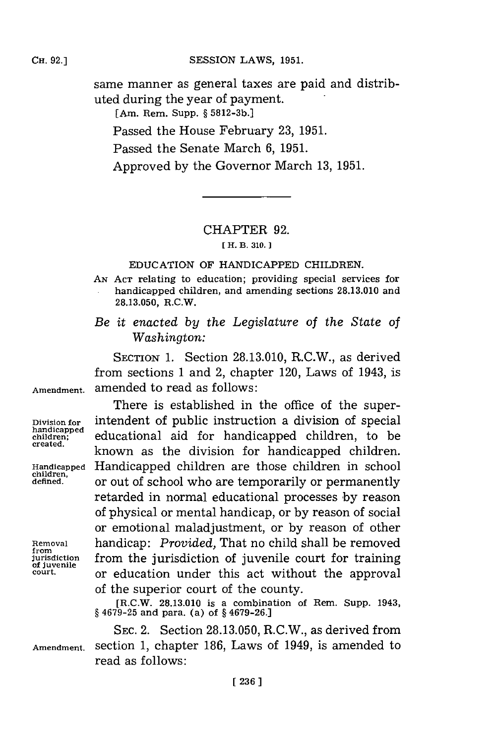same manner as general taxes are paid and distributed during the year of payment.

[Am. Rem. Supp. § 5812-3b.]

Passed the House February 23, 1951.

Passed the Senate March 6, 1951.

Approved by the Governor March 13, 1951.

## CHAPTER 92.

[H. B. 310.]

### EDUCATION OF HANDICAPPED CHILDREN.

AN ACT relating to education; providing special services for handicapped children, and amending sections 28.13.010 and 28.13.050, R.C.W.

*Be it enacted by the Legislature of the State of Washington:*

Amendment.

SECTION 1. Section 28.13.010, R.C.W., as derived from sections 1 and 2, chapter 120, Laws of 1943, is amended to read as follows:

Division for handicapped children; created.

Handicapped children, defined.

Removal from jurisdiction of juvenile court.

There is established in the office of the superintendent of public instruction a division of special educational aid for handicapped children, to be known as the division for handicapped children. Handicapped children are those children in school or out of school who are temporarily or permanently retarded in normal educational processes by reason of physical or mental handicap, or by reason of social or emotional maladjustment, or by reason of other handicap: *Provided,* That no child shall be removed from the jurisdiction of juvenile court for training or education under this act without the approval of the superior court of the county.

[R.C.W. 28.13.010 is a combination of Rem. Supp. 1943, § 4679-25 and para. (a) of § 4679-26.]

Amendment.

SEC. 2. Section 28.13.050, R.C.W., as derived from section 1, chapter 186, Laws of 1949, is amended to read as follows: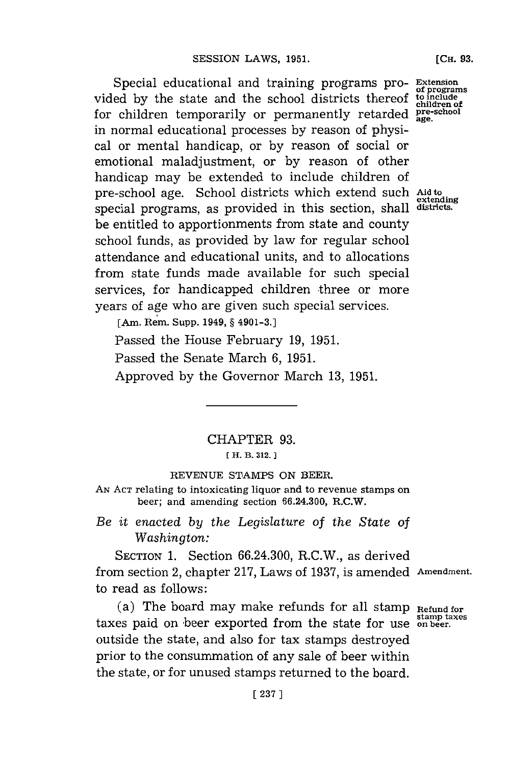Special educational and training programs provided by the state and the school districts thereof for children temporarily or permanently retarded in normal educational processes by reason of physical or mental handicap, or by reason of social or emotional maladjustment, or by reason of other handicap may be extended to include children of pre-school age. School districts which extend such special programs, as provided in this section, shall be entitled to apportionments from state and county school funds, as provided by law for regular school attendance and educational units, and to allocations from state funds made available for such special services, for handicapped children three or more years of age who are given such special services.

Extension of programs to include children of pre-school age.

Aid to extending districts.

[Am. Rem. Supp. 1949, § 4901-3.]

Passed the House February 19, 1951.

Passed the Senate March 6, 1951.

Approved by the Governor March 13, 1951.

---

## CHAPTER 93.

[ H. B. 312. ]

### REVENUE STAMPS ON BEER.

AN ACT relating to intoxicating liquor and to revenue stamps on beer; and amending section 66.24.300, R.C.W.

*Be it enacted by the Legislature of the State of Washington:*

SECTION 1. Section 66.24.300, R.C.W., as derived from section 2, chapter 217, Laws of 1937, is amended to read as follows:

Amendment.

(a) The board may make refunds for all stamp taxes paid on beer exported from the state for use outside the state, and also for tax stamps destroyed prior to the consummation of any sale of beer within the state, or for unused stamps returned to the board.

Refund for stamp taxes on beer.